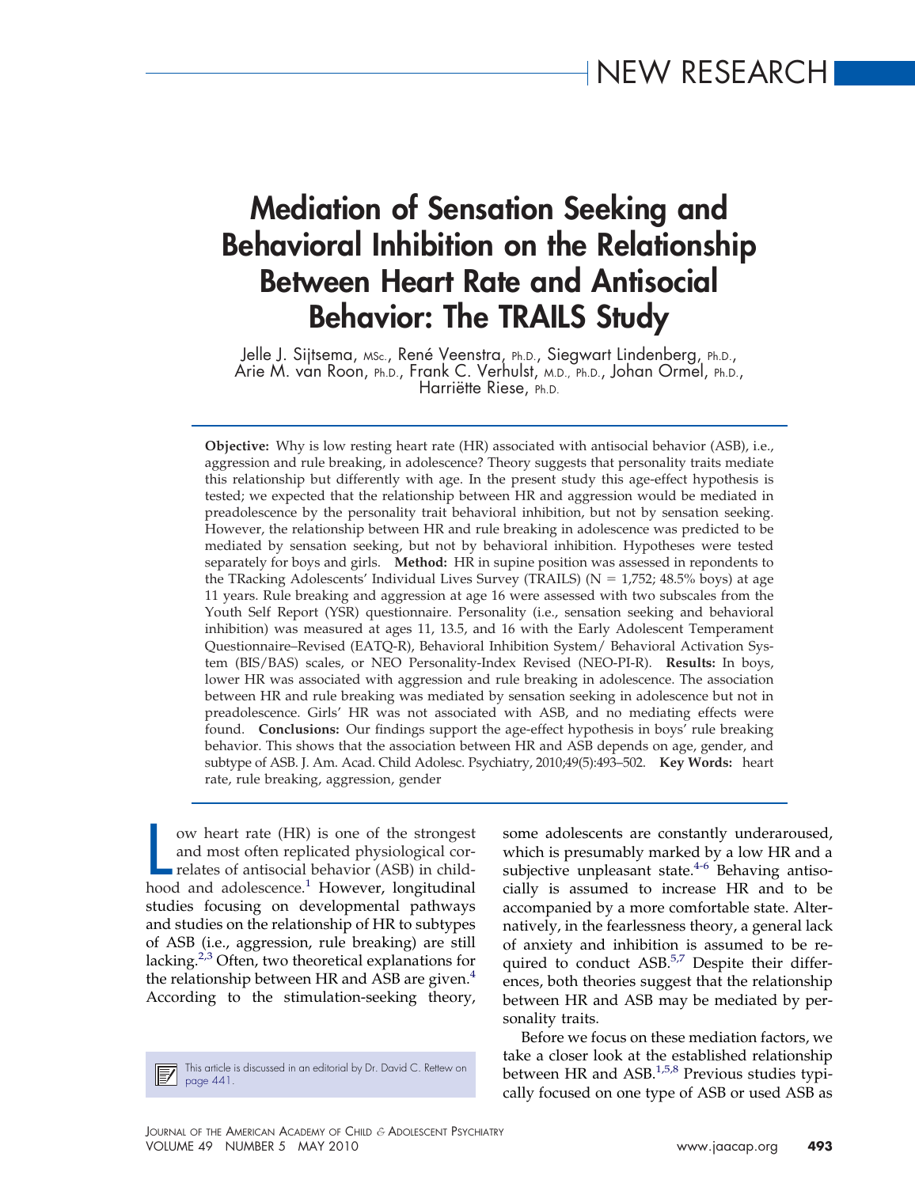NEW RESEARCH

# Mediation of Sensation Seeking and Behavioral Inhibition on the Relationship Between Heart Rate and Antisocial Behavior: The TRAILS Study

Jelle J. Sijtsema, MSc., René Veenstra, Ph.D., Siegwart Lindenberg, Ph.D., Arie M. van Roon, Ph.D., Frank C. Verhulst, M.D., Ph.D., Johan Ormel, Ph.D., Harriëtte Riese, Ph.D.

**Objective:** Why is low resting heart rate (HR) associated with antisocial behavior (ASB), i.e., aggression and rule breaking, in adolescence? Theory suggests that personality traits mediate this relationship but differently with age. In the present study this age-effect hypothesis is tested; we expected that the relationship between HR and aggression would be mediated in preadolescence by the personality trait behavioral inhibition, but not by sensation seeking. However, the relationship between HR and rule breaking in adolescence was predicted to be mediated by sensation seeking, but not by behavioral inhibition. Hypotheses were tested separately for boys and girls. **Method:** HR in supine position was assessed in repondents to the TRacking Adolescents' Individual Lives Survey (TRAILS) (N = 1,752; 48.5% boys) at age 11 years. Rule breaking and aggression at age 16 were assessed with two subscales from the Youth Self Report (YSR) questionnaire. Personality (i.e., sensation seeking and behavioral inhibition) was measured at ages 11, 13.5, and 16 with the Early Adolescent Temperament Questionnaire–Revised (EATQ-R), Behavioral Inhibition System/ Behavioral Activation System (BIS/BAS) scales, or NEO Personality-Index Revised (NEO-PI-R). **Results:** In boys, lower HR was associated with aggression and rule breaking in adolescence. The association between HR and rule breaking was mediated by sensation seeking in adolescence but not in preadolescence. Girls' HR was not associated with ASB, and no mediating effects were found. **Conclusions:** Our findings support the age-effect hypothesis in boys' rule breaking behavior. This shows that the association between HR and ASB depends on age, gender, and subtype of ASB. J. Am. Acad. Child Adolesc. Psychiatry, 2010;49(5):493–502. **Key Words:** heart rate, rule breaking, aggression, gender

Low heart rate (HR) is one of the strongest and most often replicated physiological correlates of antisocial behavior (ASB) in childhood and adolescence.[1] However, longitudinal studies focusing on developmental pathways and studies on the relationship of HR to subtypes of ASB (i.e., aggression, rule breaking) are still lacking.[2,3] Often, two theoretical explanations for the relationship between HR and ASB are given.[4] According to the stimulation-seeking theory, some adolescents are constantly underaroused, which is presumably marked by a low HR and a subjective unpleasant state.[4-6] Behaving antisocially is assumed to increase HR and to be accompanied by a more comfortable state. Alternatively, in the fearlessness theory, a general lack of anxiety and inhibition is assumed to be required to conduct ASB.[5,7] Despite their differences, both theories suggest that the relationship between HR and ASB may be mediated by personality traits.

Before we focus on these mediation factors, we take a closer look at the established relationship between HR and ASB.[1,5,8] Previous studies typically focused on one type of ASB or used ASB as

This article is discussed in an editorial by Dr. David C. Rettew on page 441.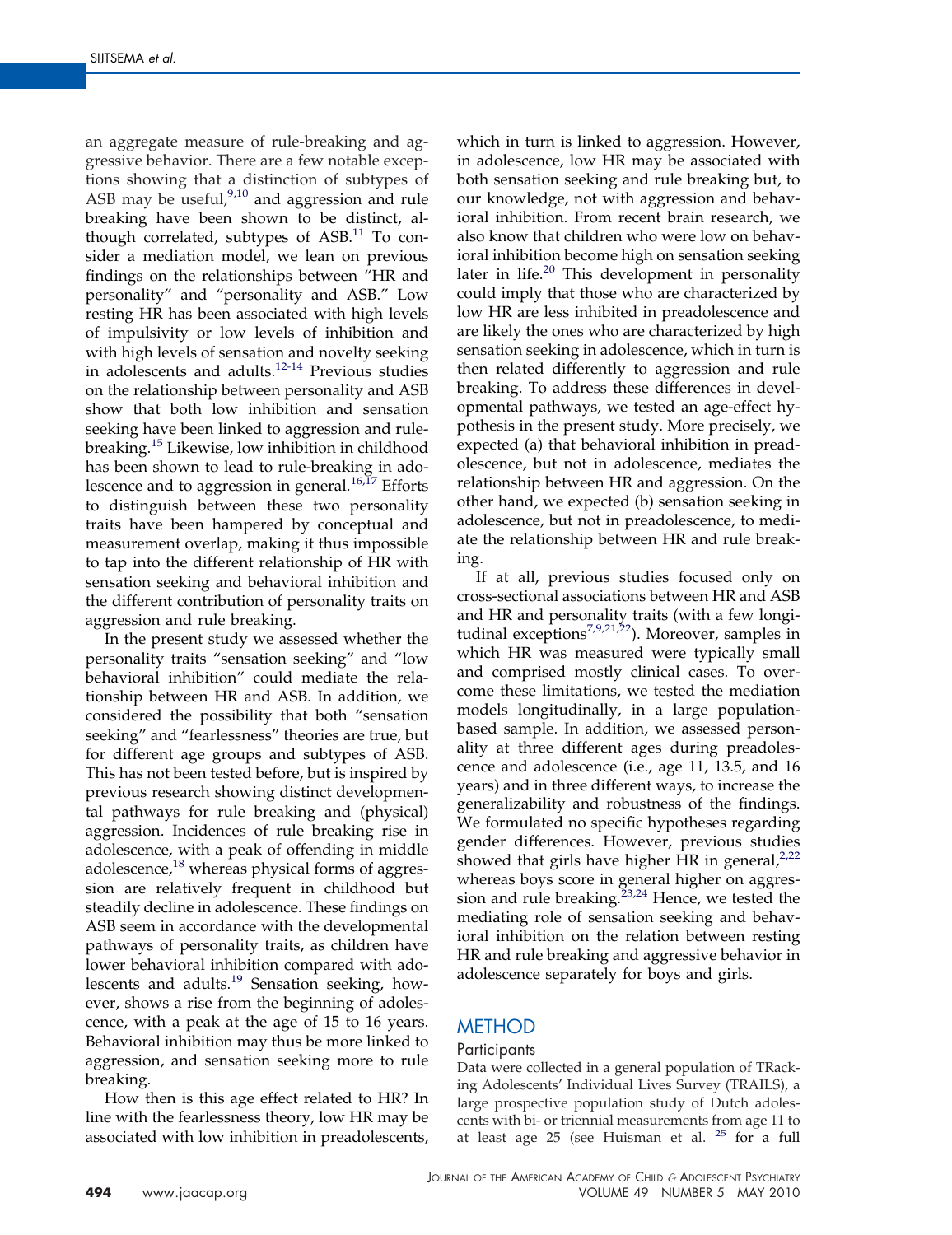an aggregate measure of rule-breaking and aggressive behavior. There are a few notable exceptions showing that a distinction of subtypes of ASB may be useful,[9,10] and aggression and rule breaking have been shown to be distinct, although correlated, subtypes of ASB.[11] To consider a mediation model, we lean on previous findings on the relationships between "HR and personality" and "personality and ASB." Low resting HR has been associated with high levels of impulsivity or low levels of inhibition and with high levels of sensation and novelty seeking in adolescents and adults.[12-14] Previous studies on the relationship between personality and ASB show that both low inhibition and sensation seeking have been linked to aggression and rule-breaking.[15] Likewise, low inhibition in childhood has been shown to lead to rule-breaking in adolescence and to aggression in general.[16,17] Efforts to distinguish between these two personality traits have been hampered by conceptual and measurement overlap, making it thus impossible to tap into the different relationship of HR with sensation seeking and behavioral inhibition and the different contribution of personality traits on aggression and rule breaking.

In the present study we assessed whether the personality traits "sensation seeking" and "low behavioral inhibition" could mediate the relationship between HR and ASB. In addition, we considered the possibility that both "sensation seeking" and "fearlessness" theories are true, but for different age groups and subtypes of ASB. This has not been tested before, but is inspired by previous research showing distinct developmental pathways for rule breaking and (physical) aggression. Incidences of rule breaking rise in adolescence, with a peak of offending in middle adolescence,[18] whereas physical forms of aggression are relatively frequent in childhood but steadily decline in adolescence. These findings on ASB seem in accordance with the developmental pathways of personality traits, as children have lower behavioral inhibition compared with adolescents and adults.[19] Sensation seeking, however, shows a rise from the beginning of adolescence, with a peak at the age of 15 to 16 years. Behavioral inhibition may thus be more linked to aggression, and sensation seeking more to rule breaking.

How then is this age effect related to HR? In line with the fearlessness theory, low HR may be associated with low inhibition in preadolescents, which in turn is linked to aggression. However, in adolescence, low HR may be associated with both sensation seeking and rule breaking but, to our knowledge, not with aggression and behavioral inhibition. From recent brain research, we also know that children who were low on behavioral inhibition become high on sensation seeking later in life.[20] This development in personality could imply that those who are characterized by low HR are less inhibited in preadolescence and are likely the ones who are characterized by high sensation seeking in adolescence, which in turn is then related differently to aggression and rule breaking. To address these differences in developmental pathways, we tested an age-effect hypothesis in the present study. More precisely, we expected (a) that behavioral inhibition in preadolescence, but not in adolescence, mediates the relationship between HR and aggression. On the other hand, we expected (b) sensation seeking in adolescence, but not in preadolescence, to mediate the relationship between HR and rule breaking.

If at all, previous studies focused only on cross-sectional associations between HR and ASB and HR and personality traits (with a few longitudinal exceptions[7,9,21,22]). Moreover, samples in which HR was measured were typically small and comprised mostly clinical cases. To overcome these limitations, we tested the mediation models longitudinally, in a large population-based sample. In addition, we assessed personality at three different ages during preadolescence and adolescence (i.e., age 11, 13.5, and 16 years) and in three different ways, to increase the generalizability and robustness of the findings. We formulated no specific hypotheses regarding gender differences. However, previous studies showed that girls have higher HR in general,[2,22] whereas boys score in general higher on aggression and rule breaking.[23,24] Hence, we tested the mediating role of sensation seeking and behavioral inhibition on the relation between resting HR and rule breaking and aggressive behavior in adolescence separately for boys and girls.

## METHOD

### Participants

Data were collected in a general population of TRacking Adolescents' Individual Lives Survey (TRAILS), a large prospective population study of Dutch adolescents with bi- or triennial measurements from age 11 to at least age 25 (see Huisman et al. [25] for a full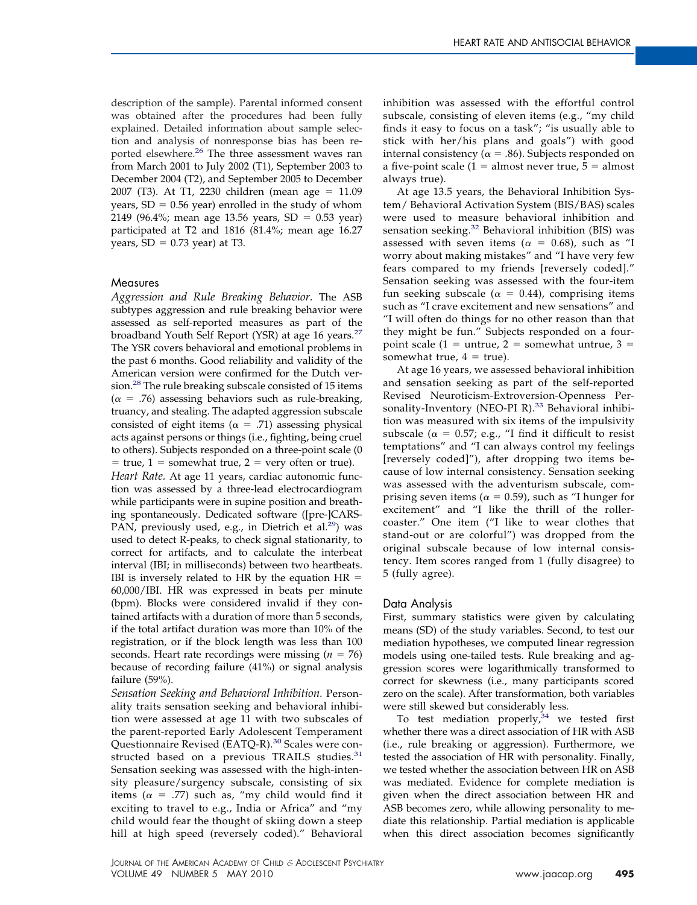description of the sample). Parental informed consent was obtained after the procedures had been fully explained. Detailed information about sample selection and analysis of nonresponse bias has been reported elsewhere.[26] The three assessment waves ran from March 2001 to July 2002 (T1), September 2003 to December 2004 (T2), and September 2005 to December 2007 (T3). At T1, 2230 children (mean age = 11.09 years, SD = 0.56 year) enrolled in the study of whom 2149 (96.4%; mean age 13.56 years, SD = 0.53 year) participated at T2 and 1816 (81.4%; mean age 16.27 years, SD = 0.73 year) at T3.

## Measures

*Aggression and Rule Breaking Behavior.* The ASB subtypes aggression and rule breaking behavior were assessed as self-reported measures as part of the broadband Youth Self Report (YSR) at age 16 years.[27] The YSR covers behavioral and emotional problems in the past 6 months. Good reliability and validity of the American version were confirmed for the Dutch version.[28] The rule breaking subscale consisted of 15 items ($\alpha$ = .76) assessing behaviors such as rule-breaking, truancy, and stealing. The adapted aggression subscale consisted of eight items ($\alpha$ = .71) assessing physical acts against persons or things (i.e., fighting, being cruel to others). Subjects responded on a three-point scale (0 = true, 1 = somewhat true, 2 = very often or true).

*Heart Rate.* At age 11 years, cardiac autonomic function was assessed by a three-lead electrocardiogram while participants were in supine position and breathing spontaneously. Dedicated software ([pre-]CARSPAN, previously used, e.g., in Dietrich et al.[29]) was used to detect R-peaks, to check signal stationarity, to correct for artifacts, and to calculate the interbeat interval (IBI; in milliseconds) between two heartbeats. IBI is inversely related to HR by the equation HR = 60,000/IBI. HR was expressed in beats per minute (bpm). Blocks were considered invalid if they contained artifacts with a duration of more than 5 seconds, if the total artifact duration was more than 10% of the registration, or if the block length was less than 100 seconds. Heart rate recordings were missing ($n$ = 76) because of recording failure (41%) or signal analysis failure (59%).

*Sensation Seeking and Behavioral Inhibition.* Personality traits sensation seeking and behavioral inhibition were assessed at age 11 with two subscales of the parent-reported Early Adolescent Temperament Questionnaire Revised (EATQ-R).[30] Scales were constructed based on a previous TRAILS studies.[31] Sensation seeking was assessed with the high-intensity pleasure/surgency subscale, consisting of six items ($\alpha$ = .77) such as, "my child would find it exciting to travel to e.g., India or Africa" and "my child would fear the thought of skiing down a steep hill at high speed (reversely coded)." Behavioral inhibition was assessed with the effortful control subscale, consisting of eleven items (e.g., "my child finds it easy to focus on a task"; "is usually able to stick with her/his plans and goals") with good internal consistency ($\alpha$ = .86). Subjects responded on a five-point scale (1 = almost never true, 5 = almost always true).

At age 13.5 years, the Behavioral Inhibition System/ Behavioral Activation System (BIS/BAS) scales were used to measure behavioral inhibition and sensation seeking.[32] Behavioral inhibition (BIS) was assessed with seven items ($\alpha$ = 0.68), such as "I worry about making mistakes" and "I have very few fears compared to my friends [reversely coded]." Sensation seeking was assessed with the four-item fun seeking subscale ($\alpha$ = 0.44), comprising items such as "I crave excitement and new sensations" and "I will often do things for no other reason than that they might be fun." Subjects responded on a four-point scale (1 = untrue, 2 = somewhat untrue, 3 = somewhat true, 4 = true).

At age 16 years, we assessed behavioral inhibition and sensation seeking as part of the self-reported Revised Neuroticism-Extroversion-Openness Personality-Inventory (NEO-PI R).[33] Behavioral inhibition was measured with six items of the impulsivity subscale ($\alpha$ = 0.57; e.g., "I find it difficult to resist temptations" and "I can always control my feelings [reversely coded]"), after dropping two items because of low internal consistency. Sensation seeking was assessed with the adventurism subscale, comprising seven items ($\alpha$ = 0.59), such as "I hunger for excitement" and "I like the thrill of the rollercoaster." One item ("I like to wear clothes that stand-out or are colorful") was dropped from the original subscale because of low internal consistency. Item scores ranged from 1 (fully disagree) to 5 (fully agree).

## Data Analysis

First, summary statistics were given by calculating means (SD) of the study variables. Second, to test our mediation hypotheses, we computed linear regression models using one-tailed tests. Rule breaking and aggression scores were logarithmically transformed to correct for skewness (i.e., many participants scored zero on the scale). After transformation, both variables were still skewed but considerably less.

To test mediation properly,[34] we tested first whether there was a direct association of HR with ASB (i.e., rule breaking or aggression). Furthermore, we tested the association of HR with personality. Finally, we tested whether the association between HR on ASB was mediated. Evidence for complete mediation is given when the direct association between HR and ASB becomes zero, while allowing personality to mediate this relationship. Partial mediation is applicable when this direct association becomes significantly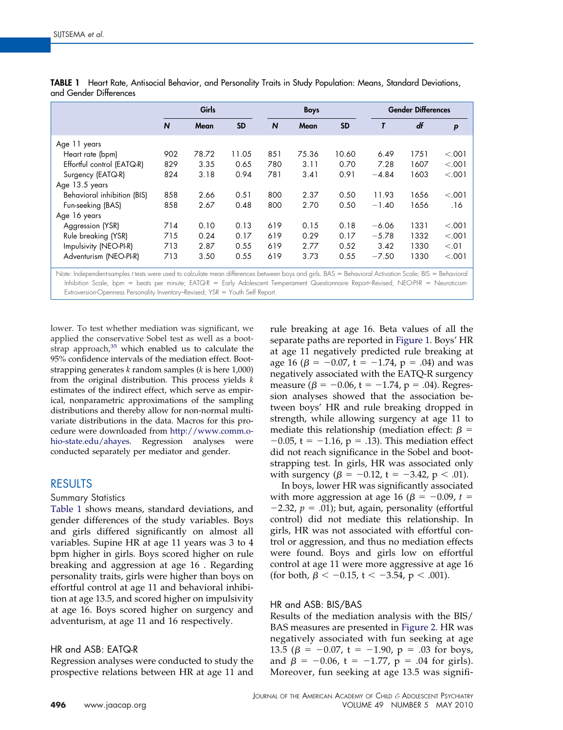**TABLE 1** Heart Rate, Antisocial Behavior, and Personality Traits in Study Population: Means, Standard Deviations, and Gender Differences

| | Girls | | | Boys | | | Gender Differences | | |
|---|---|---|---|---|---|---|---|---|---|
| | *N* | Mean | SD | *N* | Mean | SD | *T* | *df* | *p* |
| Age 11 years | | | | | | | | | |
| Heart rate (bpm) | 902 | 78.72 | 11.05 | 851 | 75.36 | 10.60 | 6.49 | 1751 | <.001 |
| Effortful control (EATQ-R) | 829 | 3.35 | 0.65 | 780 | 3.11 | 0.70 | 7.28 | 1607 | <.001 |
| Surgency (EATQ-R) | 824 | 3.18 | 0.94 | 781 | 3.41 | 0.91 | −4.84 | 1603 | <.001 |
| Age 13.5 years | | | | | | | | | |
| Behavioral inhibition (BIS) | 858 | 2.66 | 0.51 | 800 | 2.37 | 0.50 | 11.93 | 1656 | <.001 |
| Fun-seeking (BAS) | 858 | 2.67 | 0.48 | 800 | 2.70 | 0.50 | −1.40 | 1656 | .16 |
| Age 16 years | | | | | | | | | |
| Aggression (YSR) | 714 | 0.10 | 0.13 | 619 | 0.15 | 0.18 | −6.06 | 1331 | <.001 |
| Rule breaking (YSR) | 715 | 0.24 | 0.17 | 619 | 0.29 | 0.17 | −5.78 | 1332 | <.001 |
| Impulsivity (NEO-PI-R) | 713 | 2.87 | 0.55 | 619 | 2.77 | 0.52 | 3.42 | 1330 | <.01 |
| Adventurism (NEO-PI-R) | 713 | 3.50 | 0.55 | 619 | 3.73 | 0.55 | −7.50 | 1330 | <.001 |

Note: Independent-samples *t* tests were used to calculate mean differences between boys and girls. BAS = Behavioral Activation Scale; BIS = Behavioral Inhibition Scale, bpm = beats per minute; EATQ-R = Early Adolescent Temperament Questionnaire Report–Revised, NEO-PI-R = Neuroticism-Extroversion-Openness Personality Inventory–Revised; YSR = Youth Self Report.

lower. To test whether mediation was significant, we applied the conservative Sobel test as well as a bootstrap approach,[35] which enabled us to calculate the 95% confidence intervals of the mediation effect. Bootstrapping generates *k* random samples (*k* is here 1,000) from the original distribution. This process yields *k* estimates of the indirect effect, which serve as empirical, nonparametric approximations of the sampling distributions and thereby allow for non-normal multivariate distributions in the data. Macros for this procedure were downloaded from http://www.comm.ohio-state.edu/ahayes. Regression analyses were conducted separately per mediator and gender.

## RESULTS

### Summary Statistics

Table 1 shows means, standard deviations, and gender differences of the study variables. Boys and girls differed significantly on almost all variables. Supine HR at age 11 years was 3 to 4 bpm higher in girls. Boys scored higher on rule breaking and aggression at age 16 . Regarding personality traits, girls were higher than boys on effortful control at age 11 and behavioral inhibition at age 13.5, and scored higher on impulsivity at age 16. Boys scored higher on surgency and adventurism, at age 11 and 16 respectively.

### HR and ASB: EATQ-R

Regression analyses were conducted to study the prospective relations between HR at age 11 and rule breaking at age 16. Beta values of all the separate paths are reported in Figure 1. Boys' HR at age 11 negatively predicted rule breaking at age 16 ($\beta = -0.07$, t = $-1.74$, p = .04) and was negatively associated with the EATQ-R surgency measure ($\beta = -0.06$, t = $-1.74$, p = .04). Regression analyses showed that the association between boys' HR and rule breaking dropped in strength, while allowing surgency at age 11 to mediate this relationship (mediation effect: $\beta = -0.05$, t = $-1.16$, p = .13). This mediation effect did not reach significance in the Sobel and bootstrapping test. In girls, HR was associated only with surgency ($\beta = -0.12$, t = $-3.42$, p < .01).

In boys, lower HR was significantly associated with more aggression at age 16 ($\beta = -0.09$, $t = -2.32$, $p = .01$); but, again, personality (effortful control) did not mediate this relationship. In girls, HR was not associated with effortful control or aggression, and thus no mediation effects were found. Boys and girls low on effortful control at age 11 were more aggressive at age 16 (for both, $\beta < -0.15$, t < $-3.54$, p < .001).

### HR and ASB: BIS/BAS

Results of the mediation analysis with the BIS/BAS measures are presented in Figure 2. HR was negatively associated with fun seeking at age 13.5 ($\beta = -0.07$, t = $-1.90$, p = .03 for boys, and $\beta = -0.06$, t = $-1.77$, p = .04 for girls). Moreover, fun seeking at age 13.5 was signifi-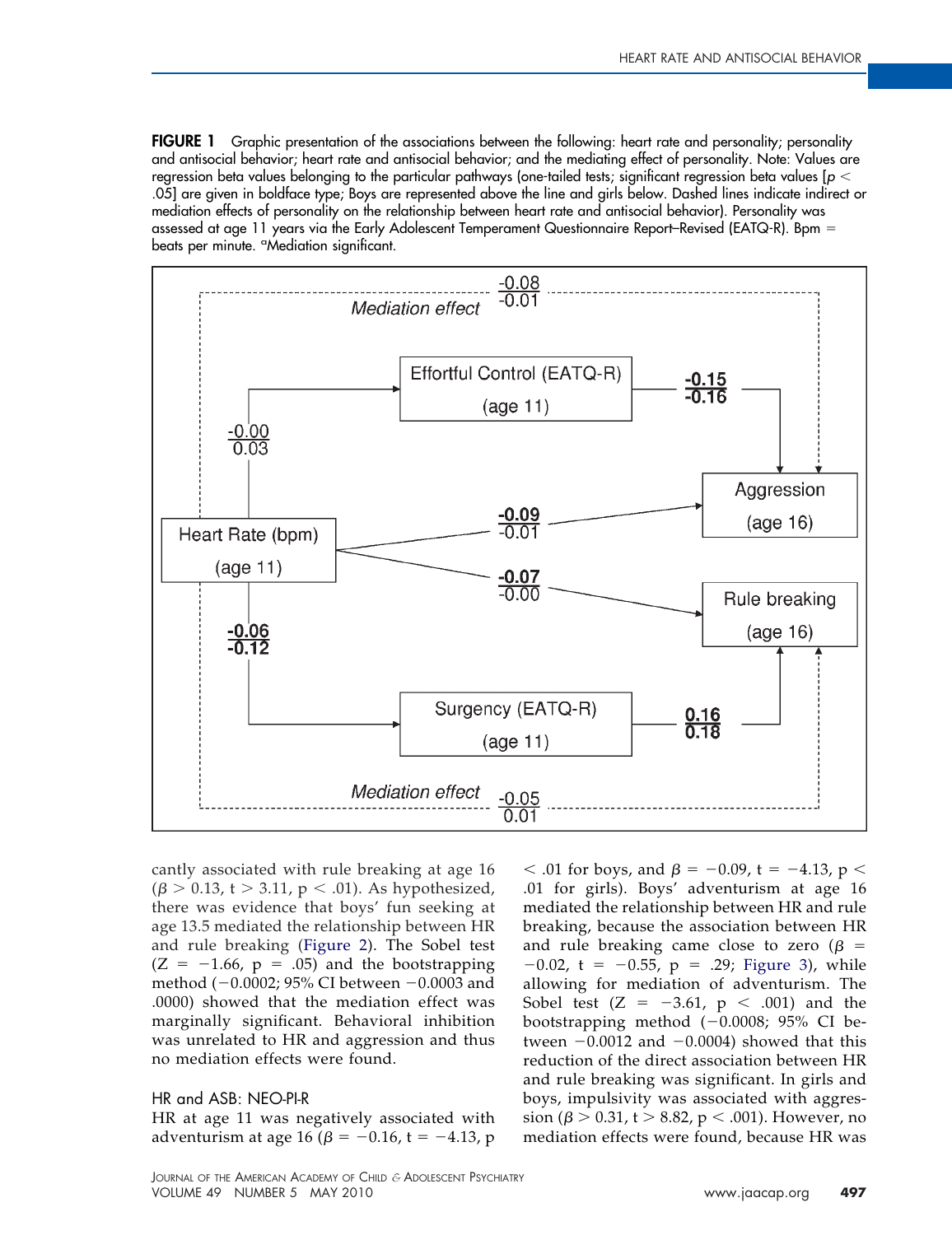**FIGURE 1** Graphic presentation of the associations between the following: heart rate and personality; personality and antisocial behavior; heart rate and antisocial behavior; and the mediating effect of personality. Note: Values are regression beta values belonging to the particular pathways (one-tailed tests; significant regression beta values [$p < .05$] are given in boldface type; Boys are represented above the line and girls below. Dashed lines indicate indirect or mediation effects of personality on the relationship between heart rate and antisocial behavior). Personality was assessed at age 11 years via the Early Adolescent Temperament Questionnaire Report–Revised (EATQ-R). Bpm = beats per minute. [a]Mediation significant.

cantly associated with rule breaking at age 16 ($\beta > 0.13$, $t > 3.11$, $p < .01$). As hypothesized, there was evidence that boys' fun seeking at age 13.5 mediated the relationship between HR and rule breaking (Figure 2). The Sobel test ($Z = -1.66$, $p = .05$) and the bootstrapping method ($-0.0002$; 95% CI between $-0.0003$ and .0000) showed that the mediation effect was marginally significant. Behavioral inhibition was unrelated to HR and aggression and thus no mediation effects were found.

### HR and ASB: NEO-PI-R

HR at age 11 was negatively associated with adventurism at age 16 ($\beta = -0.16$, $t = -4.13$, $p < .01$ for boys, and $\beta = -0.09$, $t = -4.13$, $p < .01$ for girls). Boys' adventurism at age 16 mediated the relationship between HR and rule breaking, because the association between HR and rule breaking came close to zero ($\beta = -0.02$, $t = -0.55$, $p = .29$; Figure 3), while allowing for mediation of adventurism. The Sobel test ($Z = -3.61$, $p < .001$) and the bootstrapping method ($-0.0008$; 95% CI between $-0.0012$ and $-0.0004$) showed that this reduction of the direct association between HR and rule breaking was significant. In girls and boys, impulsivity was associated with aggression ($\beta > 0.31$, $t > 8.82$, $p < .001$). However, no mediation effects were found, because HR was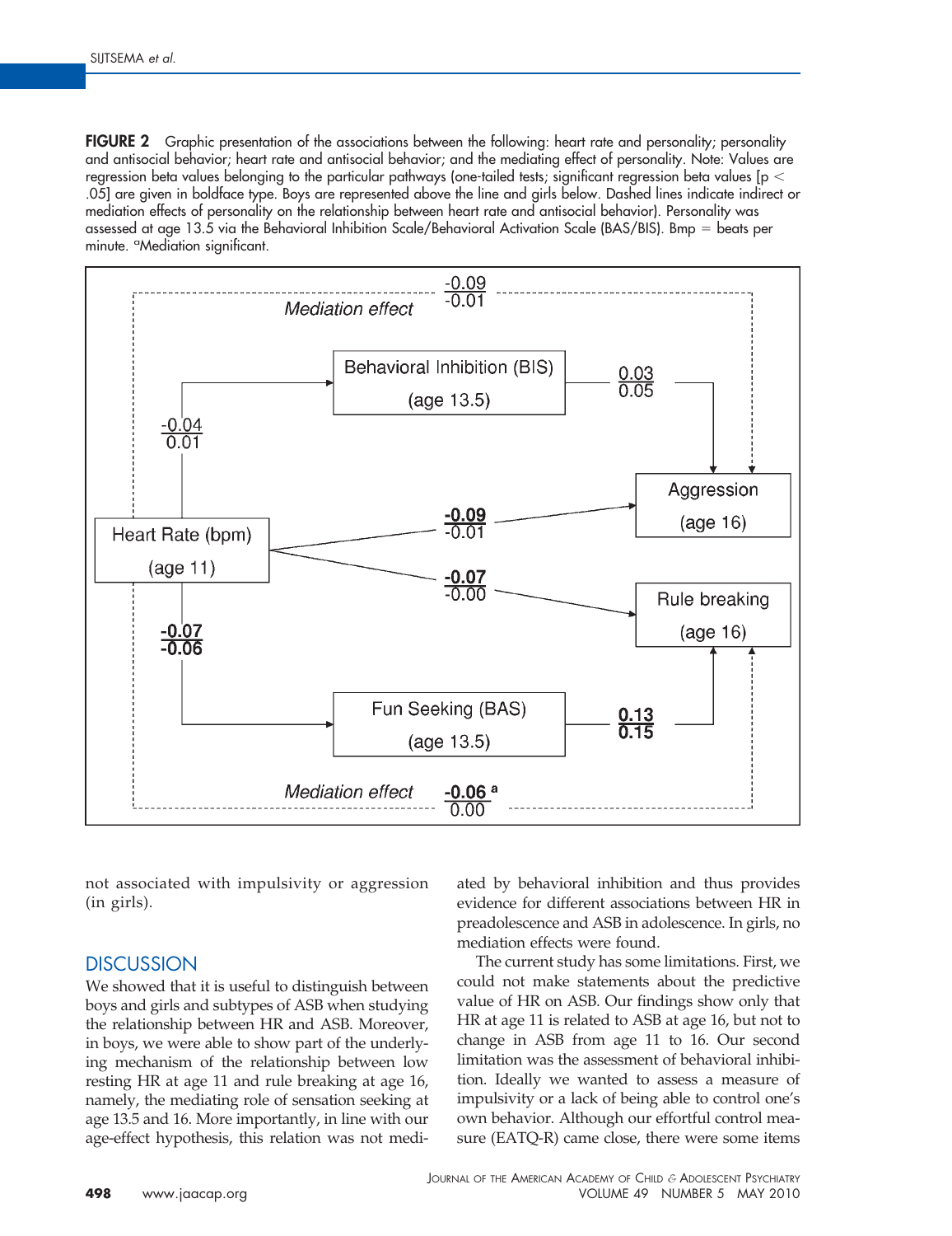**FIGURE 2** Graphic presentation of the associations between the following: heart rate and personality; personality and antisocial behavior; heart rate and antisocial behavior; and the mediating effect of personality. Note: Values are regression beta values belonging to the particular pathways (one-tailed tests; significant regression beta values [$p < .05$] are given in boldface type. Boys are represented above the line and girls below. Dashed lines indicate indirect or mediation effects of personality on the relationship between heart rate and antisocial behavior). Personality was assessed at age 13.5 via the Behavioral Inhibition Scale/Behavioral Activation Scale (BAS/BIS). Bmp = beats per minute. [a]Mediation significant.

not associated with impulsivity or aggression (in girls).

## DISCUSSION

We showed that it is useful to distinguish between boys and girls and subtypes of ASB when studying the relationship between HR and ASB. Moreover, in boys, we were able to show part of the underlying mechanism of the relationship between low resting HR at age 11 and rule breaking at age 16, namely, the mediating role of sensation seeking at age 13.5 and 16. More importantly, in line with our age-effect hypothesis, this relation was not mediated by behavioral inhibition and thus provides evidence for different associations between HR in preadolescence and ASB in adolescence. In girls, no mediation effects were found.

The current study has some limitations. First, we could not make statements about the predictive value of HR on ASB. Our findings show only that HR at age 11 is related to ASB at age 16, but not to change in ASB from age 11 to 16. Our second limitation was the assessment of behavioral inhibition. Ideally we wanted to assess a measure of impulsivity or a lack of being able to control one's own behavior. Although our effortful control measure (EATQ-R) came close, there were some items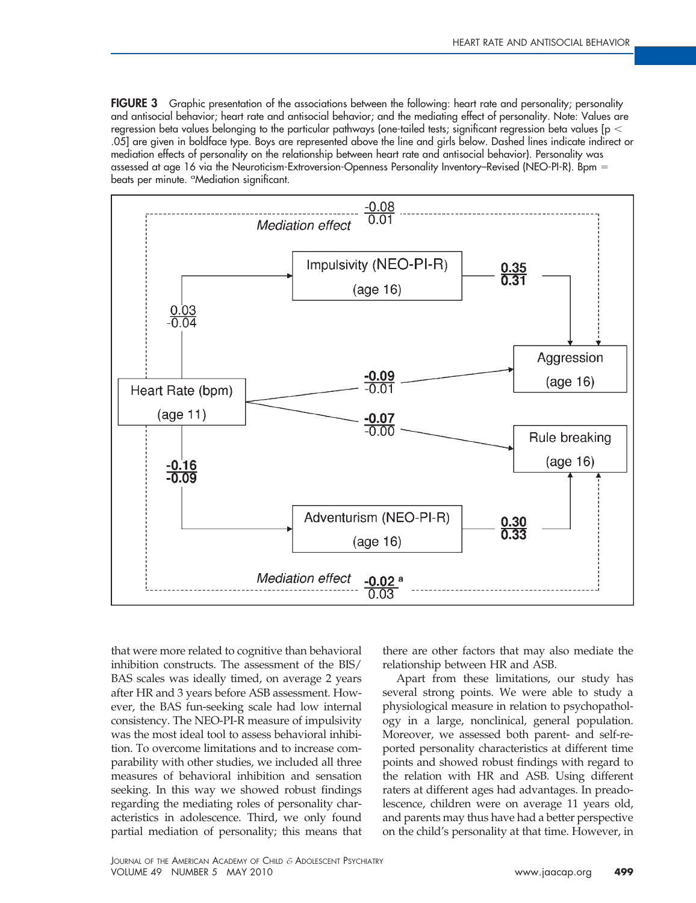**FIGURE 3** Graphic presentation of the associations between the following: heart rate and personality; personality and antisocial behavior; heart rate and antisocial behavior; and the mediating effect of personality. Note: Values are regression beta values belonging to the particular pathways (one-tailed tests; significant regression beta values [$p < .05$] are given in boldface type. Boys are represented above the line and girls below. Dashed lines indicate indirect or mediation effects of personality on the relationship between heart rate and antisocial behavior). Personality was assessed at age 16 via the Neuroticism-Extroversion-Openness Personality Inventory–Revised (NEO-PI-R). Bpm = beats per minute. [a]Mediation significant.

that were more related to cognitive than behavioral inhibition constructs. The assessment of the BIS/BAS scales was ideally timed, on average 2 years after HR and 3 years before ASB assessment. However, the BAS fun-seeking scale had low internal consistency. The NEO-PI-R measure of impulsivity was the most ideal tool to assess behavioral inhibition. To overcome limitations and to increase comparability with other studies, we included all three measures of behavioral inhibition and sensation seeking. In this way we showed robust findings regarding the mediating roles of personality characteristics in adolescence. Third, we only found partial mediation of personality; this means that there are other factors that may also mediate the relationship between HR and ASB.

Apart from these limitations, our study has several strong points. We were able to study a physiological measure in relation to psychopathology in a large, nonclinical, general population. Moreover, we assessed both parent- and self-reported personality characteristics at different time points and showed robust findings with regard to the relation with HR and ASB. Using different raters at different ages had advantages. In preadolescence, children were on average 11 years old, and parents may thus have had a better perspective on the child's personality at that time. However, in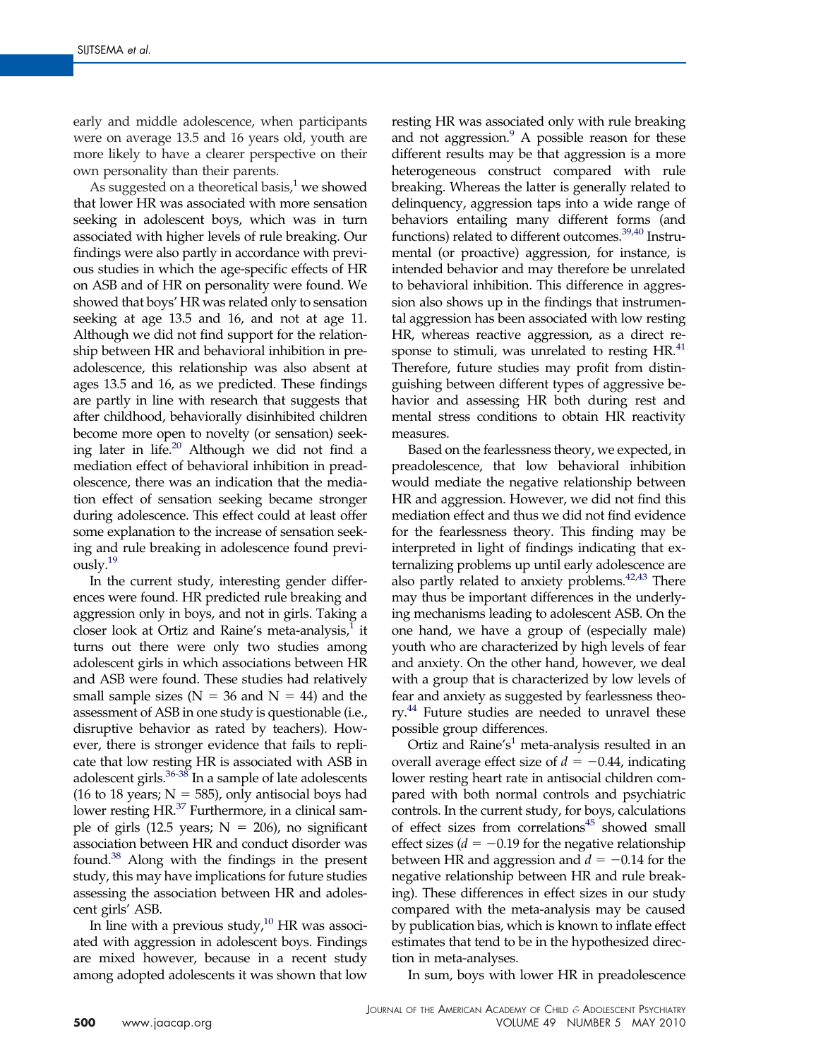early and middle adolescence, when participants were on average 13.5 and 16 years old, youth are more likely to have a clearer perspective on their own personality than their parents.

As suggested on a theoretical basis,[1] we showed that lower HR was associated with more sensation seeking in adolescent boys, which was in turn associated with higher levels of rule breaking. Our findings were also partly in accordance with previous studies in which the age-specific effects of HR on ASB and of HR on personality were found. We showed that boys' HR was related only to sensation seeking at age 13.5 and 16, and not at age 11. Although we did not find support for the relationship between HR and behavioral inhibition in preadolescence, this relationship was also absent at ages 13.5 and 16, as we predicted. These findings are partly in line with research that suggests that after childhood, behaviorally disinhibited children become more open to novelty (or sensation) seeking later in life.[20] Although we did not find a mediation effect of behavioral inhibition in preadolescence, there was an indication that the mediation effect of sensation seeking became stronger during adolescence. This effect could at least offer some explanation to the increase of sensation seeking and rule breaking in adolescence found previously.[19]

In the current study, interesting gender differences were found. HR predicted rule breaking and aggression only in boys, and not in girls. Taking a closer look at Ortiz and Raine's meta-analysis,[1] it turns out there were only two studies among adolescent girls in which associations between HR and ASB were found. These studies had relatively small sample sizes ($N = 36$ and $N = 44$) and the assessment of ASB in one study is questionable (i.e., disruptive behavior as rated by teachers). However, there is stronger evidence that fails to replicate that low resting HR is associated with ASB in adolescent girls.[36-38] In a sample of late adolescents (16 to 18 years; $N = 585$), only antisocial boys had lower resting HR.[37] Furthermore, in a clinical sample of girls (12.5 years; $N = 206$), no significant association between HR and conduct disorder was found.[38] Along with the findings in the present study, this may have implications for future studies assessing the association between HR and adolescent girls' ASB.

In line with a previous study,[10] HR was associated with aggression in adolescent boys. Findings are mixed however, because in a recent study among adopted adolescents it was shown that low resting HR was associated only with rule breaking and not aggression.[9] A possible reason for these different results may be that aggression is a more heterogeneous construct compared with rule breaking. Whereas the latter is generally related to delinquency, aggression taps into a wide range of behaviors entailing many different forms (and functions) related to different outcomes.[39,40] Instrumental (or proactive) aggression, for instance, is intended behavior and may therefore be unrelated to behavioral inhibition. This difference in aggression also shows up in the findings that instrumental aggression has been associated with low resting HR, whereas reactive aggression, as a direct response to stimuli, was unrelated to resting HR.[41] Therefore, future studies may profit from distinguishing between different types of aggressive behavior and assessing HR both during rest and mental stress conditions to obtain HR reactivity measures.

Based on the fearlessness theory, we expected, in preadolescence, that low behavioral inhibition would mediate the negative relationship between HR and aggression. However, we did not find this mediation effect and thus we did not find evidence for the fearlessness theory. This finding may be interpreted in light of findings indicating that externalizing problems up until early adolescence are also partly related to anxiety problems.[42,43] There may thus be important differences in the underlying mechanisms leading to adolescent ASB. On the one hand, we have a group of (especially male) youth who are characterized by high levels of fear and anxiety. On the other hand, however, we deal with a group that is characterized by low levels of fear and anxiety as suggested by fearlessness theory.[44] Future studies are needed to unravel these possible group differences.

Ortiz and Raine's[1] meta-analysis resulted in an overall average effect size of $d = -0.44$, indicating lower resting heart rate in antisocial children compared with both normal controls and psychiatric controls. In the current study, for boys, calculations of effect sizes from correlations[45] showed small effect sizes ($d = -0.19$ for the negative relationship between HR and aggression and $d = -0.14$ for the negative relationship between HR and rule breaking). These differences in effect sizes in our study compared with the meta-analysis may be caused by publication bias, which is known to inflate effect estimates that tend to be in the hypothesized direction in meta-analyses.

In sum, boys with lower HR in preadolescence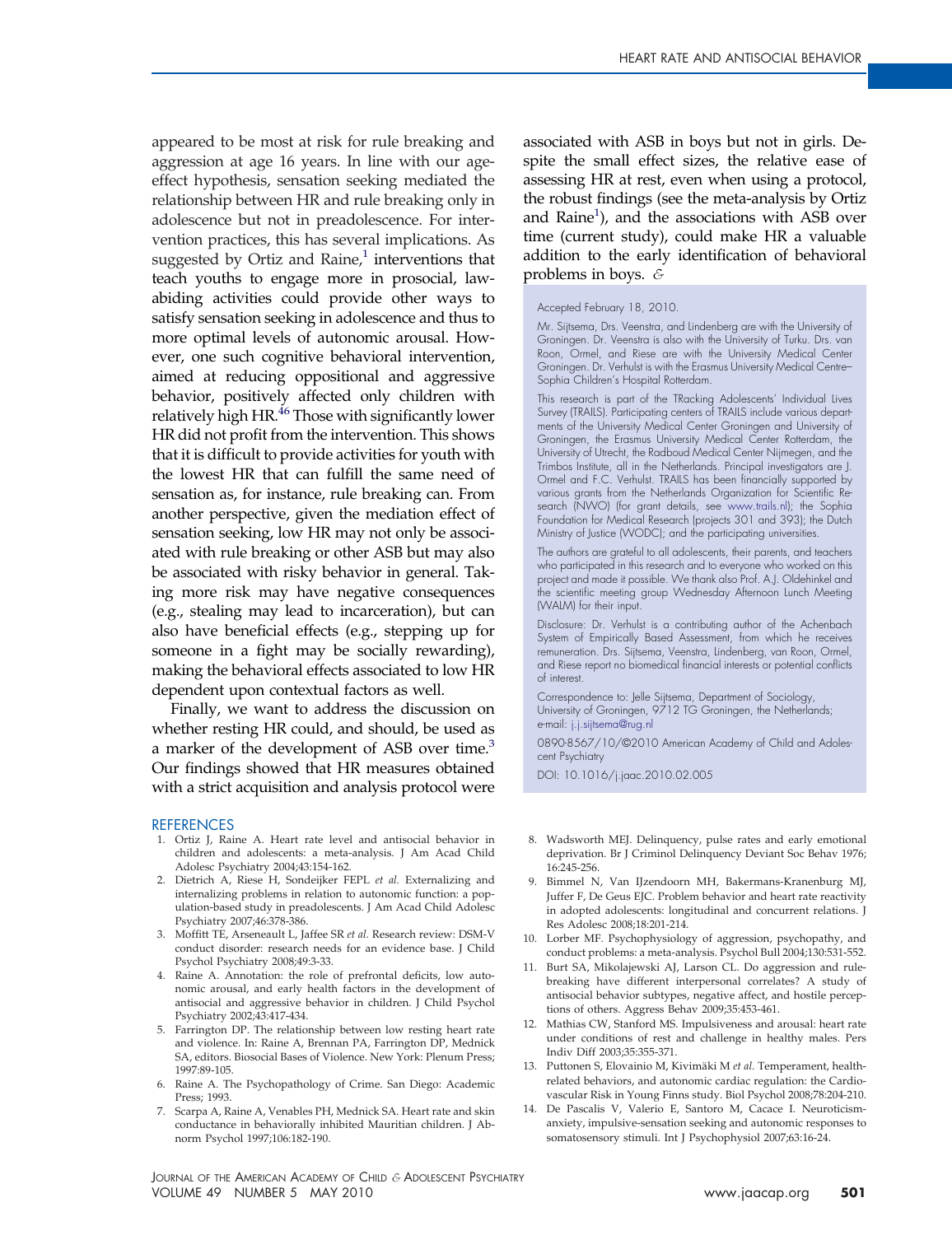appeared to be most at risk for rule breaking and aggression at age 16 years. In line with our age-effect hypothesis, sensation seeking mediated the relationship between HR and rule breaking only in adolescence but not in preadolescence. For intervention practices, this has several implications. As suggested by Ortiz and Raine,[1] interventions that teach youths to engage more in prosocial, law-abiding activities could provide other ways to satisfy sensation seeking in adolescence and thus to more optimal levels of autonomic arousal. However, one such cognitive behavioral intervention, aimed at reducing oppositional and aggressive behavior, positively affected only children with relatively high HR.[46] Those with significantly lower HR did not profit from the intervention. This shows that it is difficult to provide activities for youth with the lowest HR that can fulfill the same need of sensation as, for instance, rule breaking can. From another perspective, given the mediation effect of sensation seeking, low HR may not only be associated with rule breaking or other ASB but may also be associated with risky behavior in general. Taking more risk may have negative consequences (e.g., stealing may lead to incarceration), but can also have beneficial effects (e.g., stepping up for someone in a fight may be socially rewarding), making the behavioral effects associated to low HR dependent upon contextual factors as well.

Finally, we want to address the discussion on whether resting HR could, and should, be used as a marker of the development of ASB over time.[3] Our findings showed that HR measures obtained with a strict acquisition and analysis protocol were associated with ASB in boys but not in girls. Despite the small effect sizes, the relative ease of assessing HR at rest, even when using a protocol, the robust findings (see the meta-analysis by Ortiz and Raine[1]), and the associations with ASB over time (current study), could make HR a valuable addition to the early identification of behavioral problems in boys. &

Accepted February 18, 2010.

Mr. Sijtsema, Drs. Veenstra, and Lindenberg are with the University of Groningen. Dr. Veenstra is also with the University of Turku. Drs. van Roon, Ormel, and Riese are with the University Medical Center Groningen. Dr. Verhulst is with the Erasmus University Medical Centre–Sophia Children's Hospital Rotterdam.

This research is part of the TRacking Adolescents' Individual Lives Survey (TRAILS). Participating centers of TRAILS include various departments of the University Medical Center Groningen and University of Groningen, the Erasmus University Medical Center Rotterdam, the University of Utrecht, the Radboud Medical Center Nijmegen, and the Trimbos Institute, all in the Netherlands. Principal investigators are J. Ormel and F.C. Verhulst. TRAILS has been financially supported by various grants from the Netherlands Organization for Scientific Research (NWO) (for grant details, see www.trails.nl); the Sophia Foundation for Medical Research (projects 301 and 393); the Dutch Ministry of Justice (WODC); and the participating universities.

The authors are grateful to all adolescents, their parents, and teachers who participated in this research and to everyone who worked on this project and made it possible. We thank also Prof. A.J. Oldehinkel and the scientific meeting group Wednesday Afternoon Lunch Meeting (WALM) for their input.

Disclosure: Dr. Verhulst is a contributing author of the Achenbach System of Empirically Based Assessment, from which he receives remuneration. Drs. Sijtsema, Veenstra, Lindenberg, van Roon, Ormel, and Riese report no biomedical financial interests or potential conflicts of interest.

Correspondence to: Jelle Sijtsema, Department of Sociology, University of Groningen, 9712 TG Groningen, the Netherlands; e-mail: j.j.sijtsema@rug.nl

0890-8567/10/©2010 American Academy of Child and Adolescent Psychiatry

DOI: 10.1016/j.jaac.2010.02.005

## REFERENCES

1. Ortiz J, Raine A. Heart rate level and antisocial behavior in children and adolescents: a meta-analysis. J Am Acad Child Adolesc Psychiatry 2004;43:154-162.
2. Dietrich A, Riese H, Sondeijker FEPL *et al.* Externalizing and internalizing problems in relation to autonomic function: a population-based study in preadolescents. J Am Acad Child Adolesc Psychiatry 2007;46:378-386.
3. Moffitt TE, Arseneault L, Jaffee SR *et al.* Research review: DSM-V conduct disorder: research needs for an evidence base. J Child Psychol Psychiatry 2008;49:3-33.
4. Raine A. Annotation: the role of prefrontal deficits, low autonomic arousal, and early health factors in the development of antisocial and aggressive behavior in children. J Child Psychol Psychiatry 2002;43:417-434.
5. Farrington DP. The relationship between low resting heart rate and violence. In: Raine A, Brennan PA, Farrington DP, Mednick SA, editors. Biosocial Bases of Violence. New York: Plenum Press; 1997:89-105.
6. Raine A. The Psychopathology of Crime. San Diego: Academic Press; 1993.
7. Scarpa A, Raine A, Venables PH, Mednick SA. Heart rate and skin conductance in behaviorally inhibited Mauritian children. J Abnorm Psychol 1997;106:182-190.
8. Wadsworth MEJ. Delinquency, pulse rates and early emotional deprivation. Br J Criminol Delinquency Deviant Soc Behav 1976; 16:245-256.
9. Bimmel N, Van IJzendoorn MH, Bakermans-Kranenburg MJ, Juffer F, De Geus EJC. Problem behavior and heart rate reactivity in adopted adolescents: longitudinal and concurrent relations. J Res Adolesc 2008;18:201-214.
10. Lorber MF. Psychophysiology of aggression, psychopathy, and conduct problems: a meta-analysis. Psychol Bull 2004;130:531-552.
11. Burt SA, Mikolajewski AJ, Larson CL. Do aggression and rule-breaking have different interpersonal correlates? A study of antisocial behavior subtypes, negative affect, and hostile perceptions of others. Aggress Behav 2009;35:453-461.
12. Mathias CW, Stanford MS. Impulsiveness and arousal: heart rate under conditions of rest and challenge in healthy males. Pers Indiv Diff 2003;35:355-371.
13. Puttonen S, Elovainio M, Kivimäki M *et al.* Temperament, health-related behaviors, and autonomic cardiac regulation: the Cardiovascular Risk in Young Finns study. Biol Psychol 2008;78:204-210.
14. De Pascalis V, Valerio E, Santoro M, Cacace I. Neuroticism-anxiety, impulsive-sensation seeking and autonomic responses to somatosensory stimuli. Int J Psychophysiol 2007;63:16-24.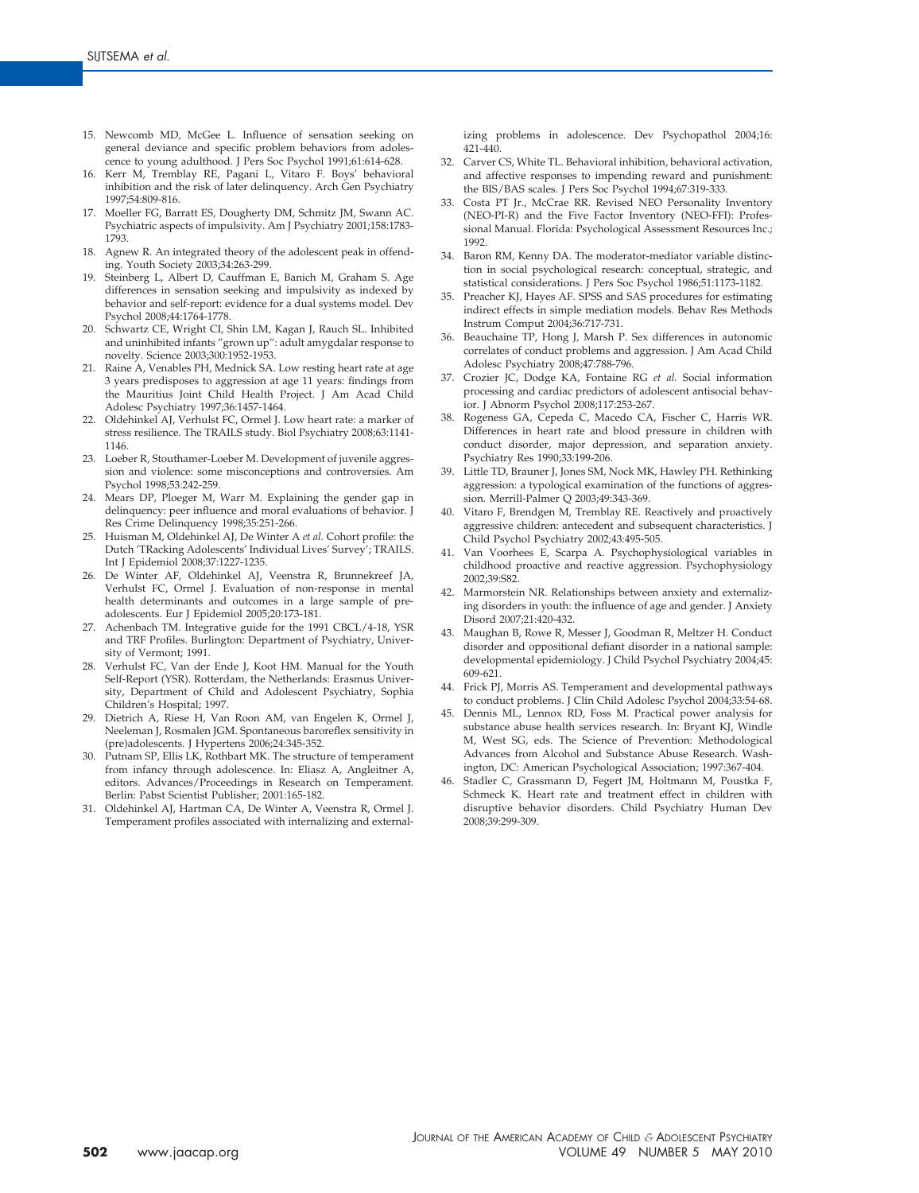15. Newcomb MD, McGee L. Influence of sensation seeking on general deviance and specific problem behaviors from adolescence to young adulthood. J Pers Soc Psychol 1991;61:614-628.
16. Kerr M, Tremblay RE, Pagani L, Vitaro F. Boys' behavioral inhibition and the risk of later delinquency. Arch Gen Psychiatry 1997;54:809-816.
17. Moeller FG, Barratt ES, Dougherty DM, Schmitz JM, Swann AC. Psychiatric aspects of impulsivity. Am J Psychiatry 2001;158:1783-1793.
18. Agnew R. An integrated theory of the adolescent peak in offending. Youth Society 2003;34:263-299.
19. Steinberg L, Albert D, Cauffman E, Banich M, Graham S. Age differences in sensation seeking and impulsivity as indexed by behavior and self-report: evidence for a dual systems model. Dev Psychol 2008;44:1764-1778.
20. Schwartz CE, Wright CI, Shin LM, Kagan J, Rauch SL. Inhibited and uninhibited infants "grown up": adult amygdalar response to novelty. Science 2003;300:1952-1953.
21. Raine A, Venables PH, Mednick SA. Low resting heart rate at age 3 years predisposes to aggression at age 11 years: findings from the Mauritius Joint Child Health Project. J Am Acad Child Adolesc Psychiatry 1997;36:1457-1464.
22. Oldehinkel AJ, Verhulst FC, Ormel J. Low heart rate: a marker of stress resilience. The TRAILS study. Biol Psychiatry 2008;63:1141-1146.
23. Loeber R, Stouthamer-Loeber M. Development of juvenile aggression and violence: some misconceptions and controversies. Am Psychol 1998;53:242-259.
24. Mears DP, Ploeger M, Warr M. Explaining the gender gap in delinquency: peer influence and moral evaluations of behavior. J Res Crime Delinquency 1998;35:251-266.
25. Huisman M, Oldehinkel AJ, De Winter A *et al.* Cohort profile: the Dutch 'TRacking Adolescents' Individual Lives' Survey'; TRAILS. Int J Epidemiol 2008;37:1227-1235.
26. De Winter AF, Oldehinkel AJ, Veenstra R, Brunnekreef JA, Verhulst FC, Ormel J. Evaluation of non-response in mental health determinants and outcomes in a large sample of pre-adolescents. Eur J Epidemiol 2005;20:173-181.
27. Achenbach TM. Integrative guide for the 1991 CBCL/4-18, YSR and TRF Profiles. Burlington: Department of Psychiatry, University of Vermont; 1991.
28. Verhulst FC, Van der Ende J, Koot HM. Manual for the Youth Self-Report (YSR). Rotterdam, the Netherlands: Erasmus University, Department of Child and Adolescent Psychiatry, Sophia Children's Hospital; 1997.
29. Dietrich A, Riese H, Van Roon AM, van Engelen K, Ormel J, Neeleman J, Rosmalen JGM. Spontaneous baroreflex sensitivity in (pre)adolescents. J Hypertens 2006;24:345-352.
30. Putnam SP, Ellis LK, Rothbart MK. The structure of temperament from infancy through adolescence. In: Eliasz A, Angleitner A, editors. Advances/Proceedings in Research on Temperament. Berlin: Pabst Scientist Publisher; 2001:165-182.
31. Oldehinkel AJ, Hartman CA, De Winter A, Veenstra R, Ormel J. Temperament profiles associated with internalizing and externalizing problems in adolescence. Dev Psychopathol 2004;16: 421-440.
32. Carver CS, White TL. Behavioral inhibition, behavioral activation, and affective responses to impending reward and punishment: the BIS/BAS scales. J Pers Soc Psychol 1994;67:319-333.
33. Costa PT Jr., McCrae RR. Revised NEO Personality Inventory (NEO-PI-R) and the Five Factor Inventory (NEO-FFI): Professional Manual. Florida: Psychological Assessment Resources Inc.; 1992.
34. Baron RM, Kenny DA. The moderator-mediator variable distinction in social psychological research: conceptual, strategic, and statistical considerations. J Pers Soc Psychol 1986;51:1173-1182.
35. Preacher KJ, Hayes AF. SPSS and SAS procedures for estimating indirect effects in simple mediation models. Behav Res Methods Instrum Comput 2004;36:717-731.
36. Beauchaine TP, Hong J, Marsh P. Sex differences in autonomic correlates of conduct problems and aggression. J Am Acad Child Adolesc Psychiatry 2008;47:788-796.
37. Crozier JC, Dodge KA, Fontaine RG *et al.* Social information processing and cardiac predictors of adolescent antisocial behavior. J Abnorm Psychol 2008;117:253-267.
38. Rogeness GA, Cepeda C, Macedo CA, Fischer C, Harris WR. Differences in heart rate and blood pressure in children with conduct disorder, major depression, and separation anxiety. Psychiatry Res 1990;33:199-206.
39. Little TD, Brauner J, Jones SM, Nock MK, Hawley PH. Rethinking aggression: a typological examination of the functions of aggression. Merrill-Palmer Q 2003;49:343-369.
40. Vitaro F, Brendgen M, Tremblay RE. Reactively and proactively aggressive children: antecedent and subsequent characteristics. J Child Psychol Psychiatry 2002;43:495-505.
41. Van Voorhees E, Scarpa A. Psychophysiological variables in childhood proactive and reactive aggression. Psychophysiology 2002;39:S82.
42. Marmorstein NR. Relationships between anxiety and externalizing disorders in youth: the influence of age and gender. J Anxiety Disord 2007;21:420-432.
43. Maughan B, Rowe R, Messer J, Goodman R, Meltzer H. Conduct disorder and oppositional defiant disorder in a national sample: developmental epidemiology. J Child Psychol Psychiatry 2004;45: 609-621.
44. Frick PJ, Morris AS. Temperament and developmental pathways to conduct problems. J Clin Child Adolesc Psychol 2004;33:54-68.
45. Dennis ML, Lennox RD, Foss M. Practical power analysis for substance abuse health services research. In: Bryant KJ, Windle M, West SG, eds. The Science of Prevention: Methodological Advances from Alcohol and Substance Abuse Research. Washington, DC: American Psychological Association; 1997:367-404.
46. Stadler C, Grassmann D, Fegert JM, Holtmann M, Poustka F, Schmeck K. Heart rate and treatment effect in children with disruptive behavior disorders. Child Psychiatry Human Dev 2008;39:299-309.